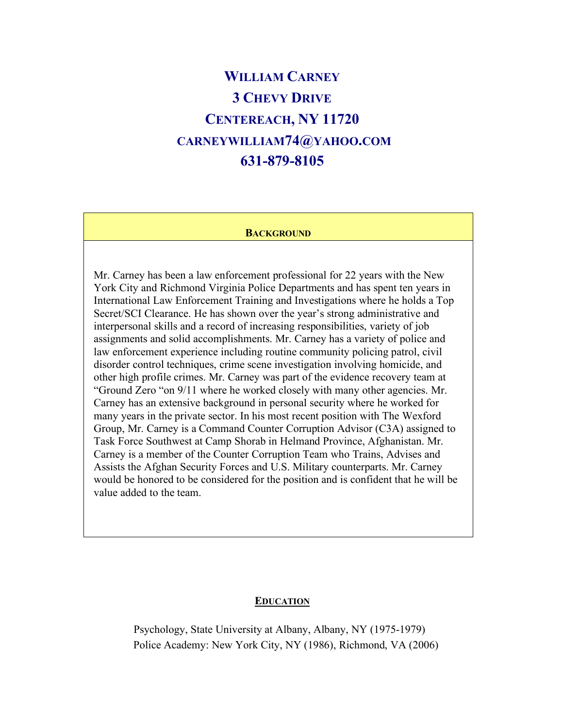# WILLIAM CARNEY

**3 CHEVY DRIVE**

**CENTEREACH, NY 11720**

**CARNEYWILLIAM74@YAHOO.COM**

**631-879-8105**

## BACKGROUND

Mr. Carney has been a law enforcement professional for 22 years with the New York City and Richmond Virginia Police Departments and has spent ten years in International Law Enforcement Training and Investigations where he holds a Top Secret/SCI Clearance. He has shown over the year's strong administrative and interpersonal skills and a record of increasing responsibilities, variety of job assignments and solid accomplishments. Mr. Carney has a variety of police and law enforcement experience including routine community policing patrol, civil disorder control techniques, crime scene investigation involving homicide, and other high profile crimes. Mr. Carney was part of the evidence recovery team at "Ground Zero "on 9/11 where he worked closely with many other agencies. Mr. Carney has an extensive background in personal security where he worked for many years in the private sector. In his most recent position with The Wexford Group, Mr. Carney is a Command Counter Corruption Advisor (C3A) assigned to Task Force Southwest at Camp Shorab in Helmand Province, Afghanistan. Mr. Carney is a member of the Counter Corruption Team who Trains, Advises and Assists the Afghan Security Forces and U.S. Military counterparts. Mr. Carney would be honored to be considered for the position and is confident that he will be value added to the team.

## EDUCATION

Psychology, State University at Albany, Albany, NY (1975-1979)
Police Academy: New York City, NY (1986), Richmond, VA (2006)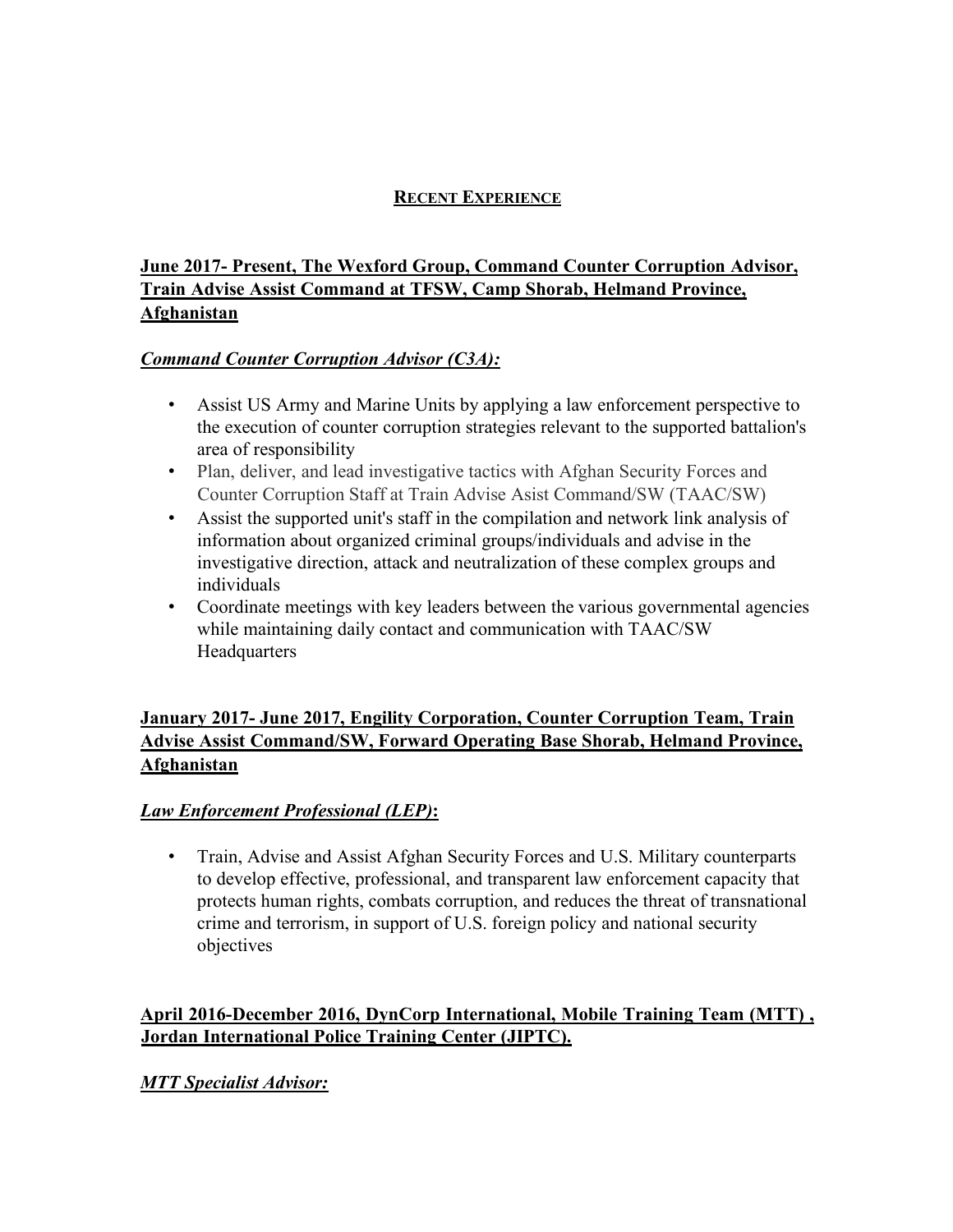## RECENT EXPERIENCE

### June 2017- Present, The Wexford Group, Command Counter Corruption Advisor, Train Advise Assist Command at TFSW, Camp Shorab, Helmand Province, Afghanistan

***Command Counter Corruption Advisor (C3A):***

- Assist US Army and Marine Units by applying a law enforcement perspective to the execution of counter corruption strategies relevant to the supported battalion's area of responsibility
- Plan, deliver, and lead investigative tactics with Afghan Security Forces and Counter Corruption Staff at Train Advise Asist Command/SW (TAAC/SW)
- Assist the supported unit's staff in the compilation and network link analysis of information about organized criminal groups/individuals and advise in the investigative direction, attack and neutralization of these complex groups and individuals
- Coordinate meetings with key leaders between the various governmental agencies while maintaining daily contact and communication with TAAC/SW Headquarters

### January 2017- June 2017, Engility Corporation, Counter Corruption Team, Train Advise Assist Command/SW, Forward Operating Base Shorab, Helmand Province, Afghanistan

***Law Enforcement Professional (LEP)*:**

- Train, Advise and Assist Afghan Security Forces and U.S. Military counterparts to develop effective, professional, and transparent law enforcement capacity that protects human rights, combats corruption, and reduces the threat of transnational crime and terrorism, in support of U.S. foreign policy and national security objectives

### April 2016-December 2016, DynCorp International, Mobile Training Team (MTT) , Jordan International Police Training Center (JIPTC).

***MTT Specialist Advisor:***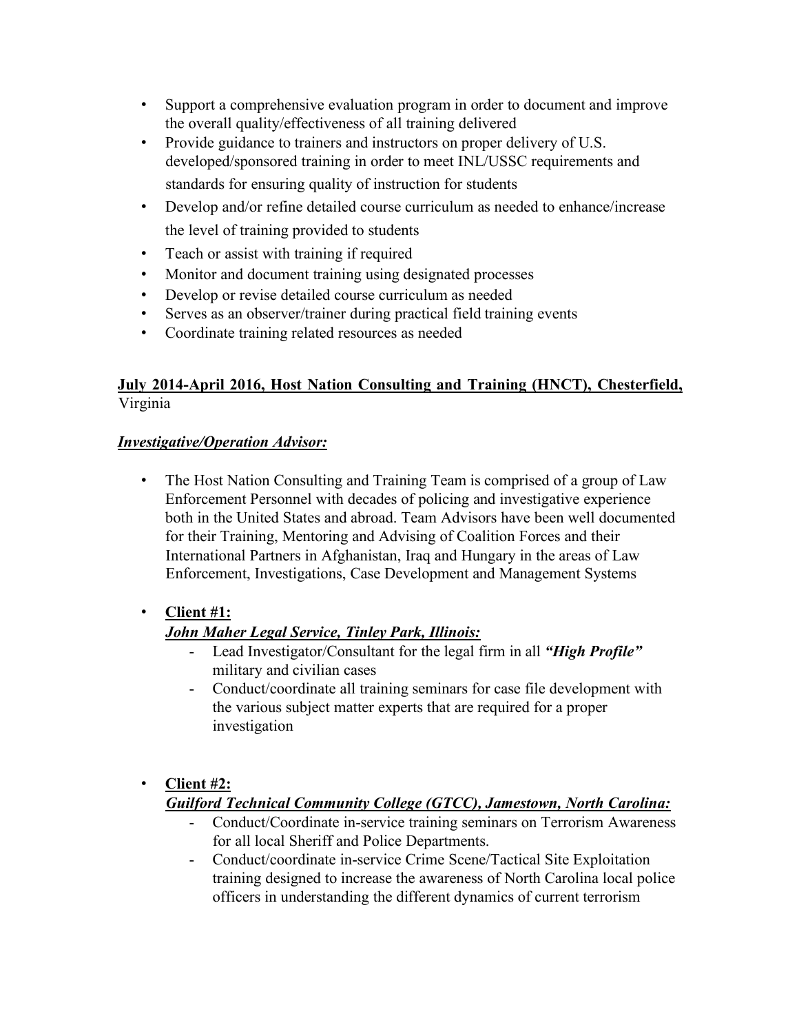- Support a comprehensive evaluation program in order to document and improve the overall quality/effectiveness of all training delivered
- Provide guidance to trainers and instructors on proper delivery of U.S. developed/sponsored training in order to meet INL/USSC requirements and standards for ensuring quality of instruction for students
- Develop and/or refine detailed course curriculum as needed to enhance/increase the level of training provided to students
- Teach or assist with training if required
- Monitor and document training using designated processes
- Develop or revise detailed course curriculum as needed
- Serves as an observer/trainer during practical field training events
- Coordinate training related resources as needed

**<u>July 2014-April 2016, Host Nation Consulting and Training (HNCT), Chesterfield,</u>** Virginia

***<u>Investigative/Operation Advisor:</u>***

- The Host Nation Consulting and Training Team is comprised of a group of Law Enforcement Personnel with decades of policing and investigative experience both in the United States and abroad. Team Advisors have been well documented for their Training, Mentoring and Advising of Coalition Forces and their International Partners in Afghanistan, Iraq and Hungary in the areas of Law Enforcement, Investigations, Case Development and Management Systems

- **<u>Client #1:</u>**
  ***<u>John Maher Legal Service, Tinley Park, Illinois:</u>***
  - Lead Investigator/Consultant for the legal firm in all ***"High Profile"*** military and civilian cases
  - Conduct/coordinate all training seminars for case file development with the various subject matter experts that are required for a proper investigation

- **<u>Client #2:</u>**
  ***<u>Guilford Technical Community College (GTCC), Jamestown, North Carolina:</u>***
  - Conduct/Coordinate in-service training seminars on Terrorism Awareness for all local Sheriff and Police Departments.
  - Conduct/coordinate in-service Crime Scene/Tactical Site Exploitation training designed to increase the awareness of North Carolina local police officers in understanding the different dynamics of current terrorism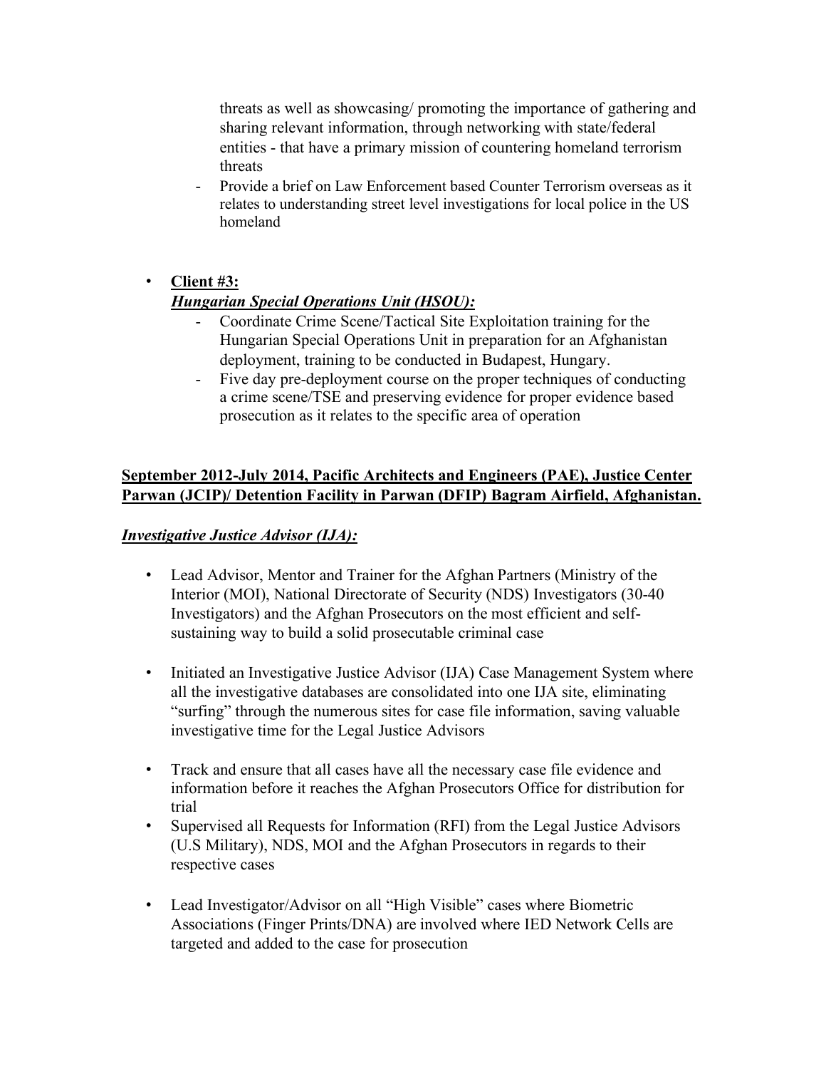threats as well as showcasing/ promoting the importance of gathering and sharing relevant information, through networking with state/federal entities - that have a primary mission of countering homeland terrorism threats

- Provide a brief on Law Enforcement based Counter Terrorism overseas as it relates to understanding street level investigations for local police in the US homeland

- **Client #3:**
  ***Hungarian Special Operations Unit (HSOU):***
  - Coordinate Crime Scene/Tactical Site Exploitation training for the Hungarian Special Operations Unit in preparation for an Afghanistan deployment, training to be conducted in Budapest, Hungary.
  - Five day pre-deployment course on the proper techniques of conducting a crime scene/TSE and preserving evidence for proper evidence based prosecution as it relates to the specific area of operation

**September 2012-July 2014, Pacific Architects and Engineers (PAE), Justice Center Parwan (JCIP)/ Detention Facility in Parwan (DFIP) Bagram Airfield, Afghanistan.**

***Investigative Justice Advisor (IJA):***

- Lead Advisor, Mentor and Trainer for the Afghan Partners (Ministry of the Interior (MOI), National Directorate of Security (NDS) Investigators (30-40 Investigators) and the Afghan Prosecutors on the most efficient and self-sustaining way to build a solid prosecutable criminal case

- Initiated an Investigative Justice Advisor (IJA) Case Management System where all the investigative databases are consolidated into one IJA site, eliminating "surfing" through the numerous sites for case file information, saving valuable investigative time for the Legal Justice Advisors

- Track and ensure that all cases have all the necessary case file evidence and information before it reaches the Afghan Prosecutors Office for distribution for trial
- Supervised all Requests for Information (RFI) from the Legal Justice Advisors (U.S Military), NDS, MOI and the Afghan Prosecutors in regards to their respective cases

- Lead Investigator/Advisor on all "High Visible" cases where Biometric Associations (Finger Prints/DNA) are involved where IED Network Cells are targeted and added to the case for prosecution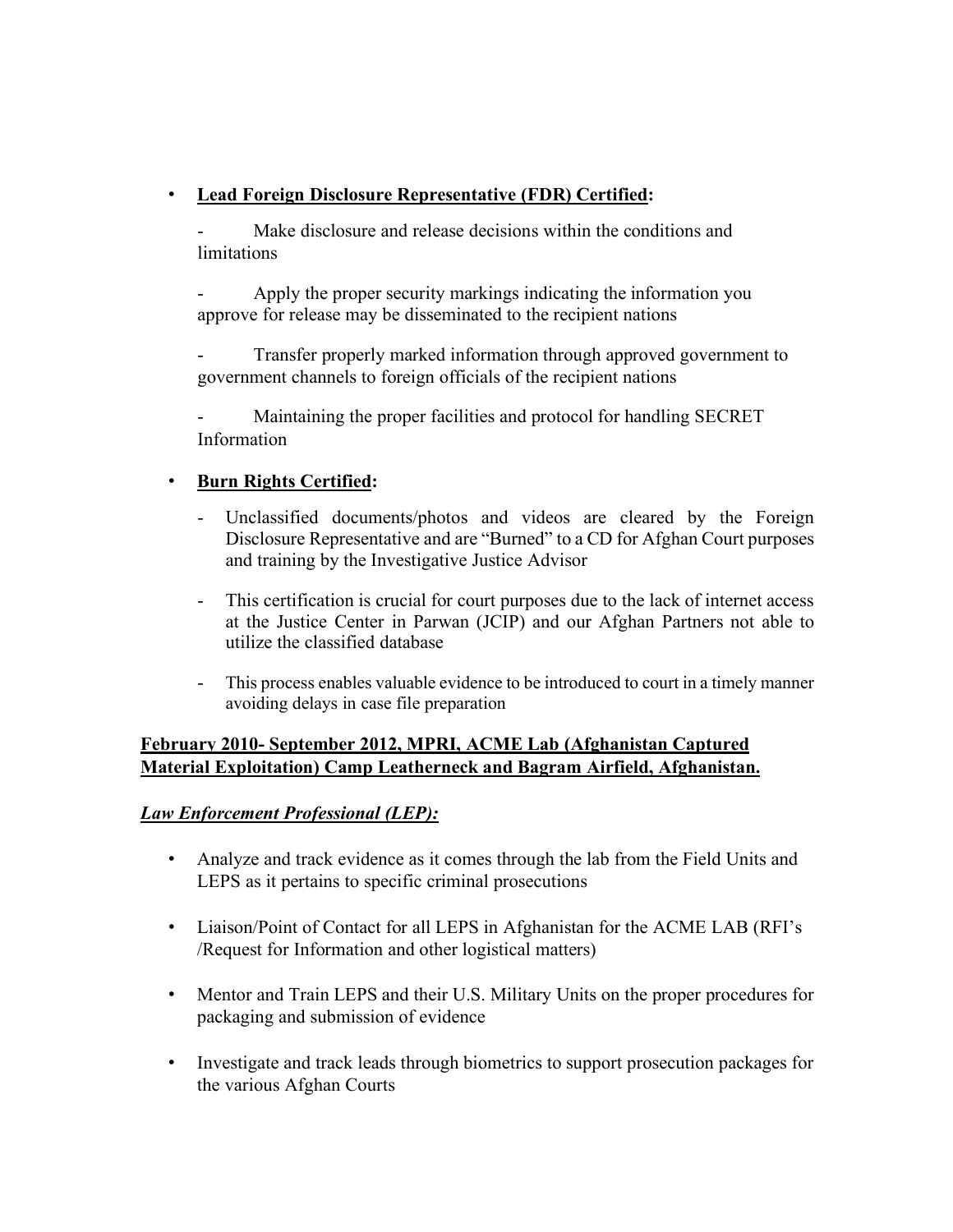- **Lead Foreign Disclosure Representative (FDR) Certified:**

  - Make disclosure and release decisions within the conditions and limitations

  - Apply the proper security markings indicating the information you approve for release may be disseminated to the recipient nations

  - Transfer properly marked information through approved government to government channels to foreign officials of the recipient nations

  - Maintaining the proper facilities and protocol for handling SECRET Information

- **Burn Rights Certified:**

  - Unclassified documents/photos and videos are cleared by the Foreign Disclosure Representative and are "Burned" to a CD for Afghan Court purposes and training by the Investigative Justice Advisor

  - This certification is crucial for court purposes due to the lack of internet access at the Justice Center in Parwan (JCIP) and our Afghan Partners not able to utilize the classified database

  - This process enables valuable evidence to be introduced to court in a timely manner avoiding delays in case file preparation

**February 2010- September 2012, MPRI, ACME Lab (Afghanistan Captured Material Exploitation) Camp Leatherneck and Bagram Airfield, Afghanistan.**

***Law Enforcement Professional (LEP):***

- Analyze and track evidence as it comes through the lab from the Field Units and LEPS as it pertains to specific criminal prosecutions

- Liaison/Point of Contact for all LEPS in Afghanistan for the ACME LAB (RFI's /Request for Information and other logistical matters)

- Mentor and Train LEPS and their U.S. Military Units on the proper procedures for packaging and submission of evidence

- Investigate and track leads through biometrics to support prosecution packages for the various Afghan Courts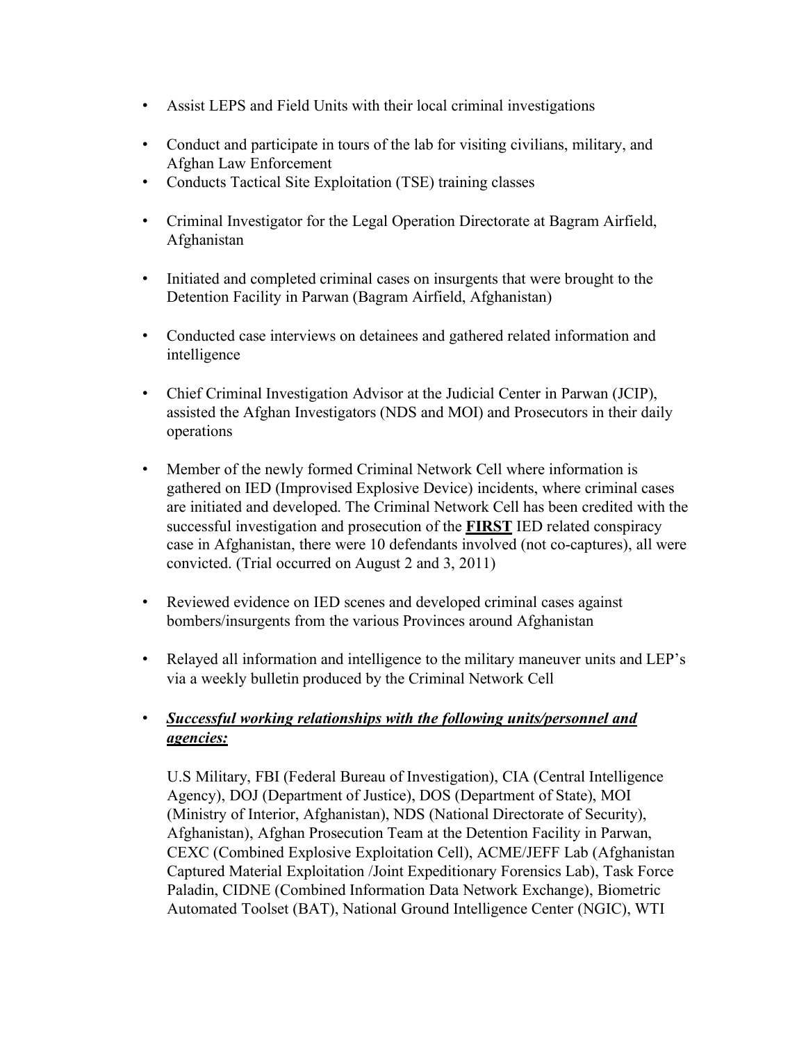- Assist LEPS and Field Units with their local criminal investigations
- Conduct and participate in tours of the lab for visiting civilians, military, and Afghan Law Enforcement
- Conducts Tactical Site Exploitation (TSE) training classes
- Criminal Investigator for the Legal Operation Directorate at Bagram Airfield, Afghanistan
- Initiated and completed criminal cases on insurgents that were brought to the Detention Facility in Parwan (Bagram Airfield, Afghanistan)
- Conducted case interviews on detainees and gathered related information and intelligence
- Chief Criminal Investigation Advisor at the Judicial Center in Parwan (JCIP), assisted the Afghan Investigators (NDS and MOI) and Prosecutors in their daily operations
- Member of the newly formed Criminal Network Cell where information is gathered on IED (Improvised Explosive Device) incidents, where criminal cases are initiated and developed. The Criminal Network Cell has been credited with the successful investigation and prosecution of the <u>**FIRST**</u> IED related conspiracy case in Afghanistan, there were 10 defendants involved (not co-captures), all were convicted. (Trial occurred on August 2 and 3, 2011)
- Reviewed evidence on IED scenes and developed criminal cases against bombers/insurgents from the various Provinces around Afghanistan
- Relayed all information and intelligence to the military maneuver units and LEP's via a weekly bulletin produced by the Criminal Network Cell
- <u>***Successful working relationships with the following units/personnel and agencies:***</u>

  U.S Military, FBI (Federal Bureau of Investigation), CIA (Central Intelligence Agency), DOJ (Department of Justice), DOS (Department of State), MOI (Ministry of Interior, Afghanistan), NDS (National Directorate of Security), Afghanistan), Afghan Prosecution Team at the Detention Facility in Parwan, CEXC (Combined Explosive Exploitation Cell), ACME/JEFF Lab (Afghanistan Captured Material Exploitation /Joint Expeditionary Forensics Lab), Task Force Paladin, CIDNE (Combined Information Data Network Exchange), Biometric Automated Toolset (BAT), National Ground Intelligence Center (NGIC), WTI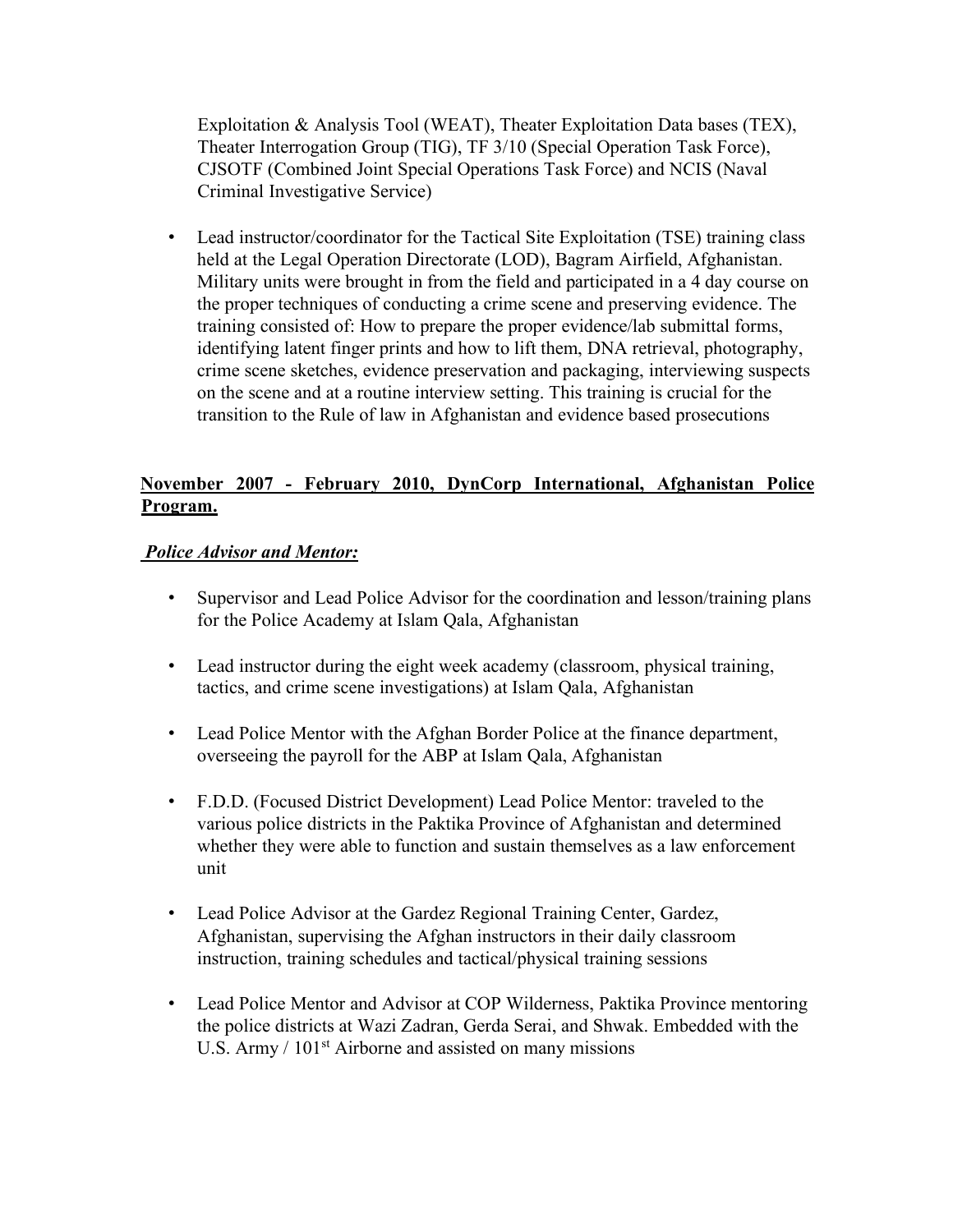Exploitation & Analysis Tool (WEAT), Theater Exploitation Data bases (TEX), Theater Interrogation Group (TIG), TF 3/10 (Special Operation Task Force), CJSOTF (Combined Joint Special Operations Task Force) and NCIS (Naval Criminal Investigative Service)

- Lead instructor/coordinator for the Tactical Site Exploitation (TSE) training class held at the Legal Operation Directorate (LOD), Bagram Airfield, Afghanistan. Military units were brought in from the field and participated in a 4 day course on the proper techniques of conducting a crime scene and preserving evidence. The training consisted of: How to prepare the proper evidence/lab submittal forms, identifying latent finger prints and how to lift them, DNA retrieval, photography, crime scene sketches, evidence preservation and packaging, interviewing suspects on the scene and at a routine interview setting. This training is crucial for the transition to the Rule of law in Afghanistan and evidence based prosecutions

**<u>November 2007 - February 2010, DynCorp International, Afghanistan Police Program.</u>**

***<u>Police Advisor and Mentor:</u>***

- Supervisor and Lead Police Advisor for the coordination and lesson/training plans for the Police Academy at Islam Qala, Afghanistan

- Lead instructor during the eight week academy (classroom, physical training, tactics, and crime scene investigations) at Islam Qala, Afghanistan

- Lead Police Mentor with the Afghan Border Police at the finance department, overseeing the payroll for the ABP at Islam Qala, Afghanistan

- F.D.D. (Focused District Development) Lead Police Mentor: traveled to the various police districts in the Paktika Province of Afghanistan and determined whether they were able to function and sustain themselves as a law enforcement unit

- Lead Police Advisor at the Gardez Regional Training Center, Gardez, Afghanistan, supervising the Afghan instructors in their daily classroom instruction, training schedules and tactical/physical training sessions

- Lead Police Mentor and Advisor at COP Wilderness, Paktika Province mentoring the police districts at Wazi Zadran, Gerda Serai, and Shwak. Embedded with the U.S. Army / 101st Airborne and assisted on many missions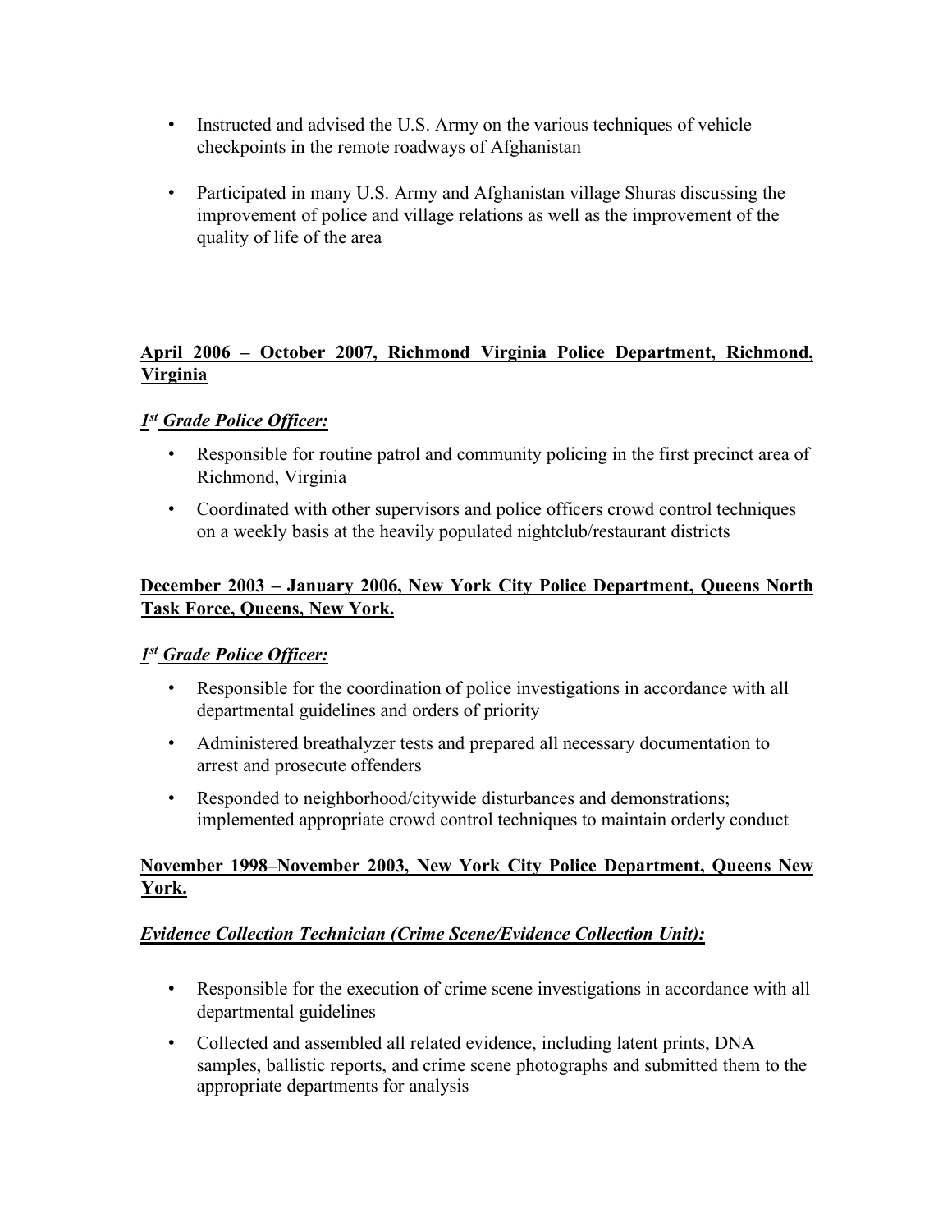- Instructed and advised the U.S. Army on the various techniques of vehicle checkpoints in the remote roadways of Afghanistan

- Participated in many U.S. Army and Afghanistan village Shuras discussing the improvement of police and village relations as well as the improvement of the quality of life of the area

**April 2006 – October 2007, Richmond Virginia Police Department, Richmond, Virginia**

***1st Grade Police Officer:***

- Responsible for routine patrol and community policing in the first precinct area of Richmond, Virginia
- Coordinated with other supervisors and police officers crowd control techniques on a weekly basis at the heavily populated nightclub/restaurant districts

**December 2003 – January 2006, New York City Police Department, Queens North Task Force, Queens, New York.**

***1st Grade Police Officer:***

- Responsible for the coordination of police investigations in accordance with all departmental guidelines and orders of priority
- Administered breathalyzer tests and prepared all necessary documentation to arrest and prosecute offenders
- Responded to neighborhood/citywide disturbances and demonstrations; implemented appropriate crowd control techniques to maintain orderly conduct

**November 1998–November 2003, New York City Police Department, Queens New York.**

***Evidence Collection Technician (Crime Scene/Evidence Collection Unit):***

- Responsible for the execution of crime scene investigations in accordance with all departmental guidelines
- Collected and assembled all related evidence, including latent prints, DNA samples, ballistic reports, and crime scene photographs and submitted them to the appropriate departments for analysis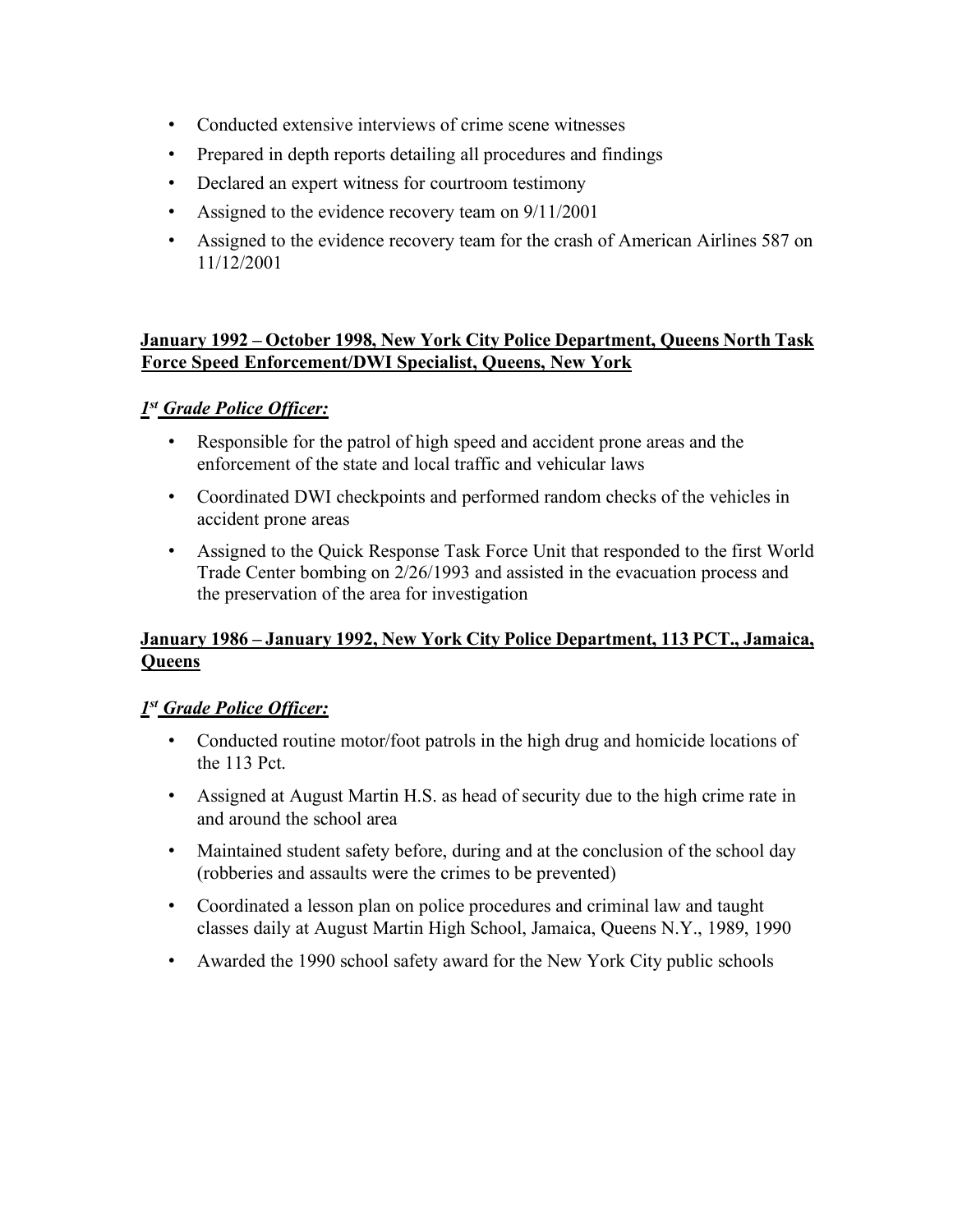- Conducted extensive interviews of crime scene witnesses
- Prepared in depth reports detailing all procedures and findings
- Declared an expert witness for courtroom testimony
- Assigned to the evidence recovery team on 9/11/2001
- Assigned to the evidence recovery team for the crash of American Airlines 587 on 11/12/2001

**January 1992 – October 1998, New York City Police Department, Queens North Task Force Speed Enforcement/DWI Specialist, Queens, New York**

***1st Grade Police Officer:***

- Responsible for the patrol of high speed and accident prone areas and the enforcement of the state and local traffic and vehicular laws
- Coordinated DWI checkpoints and performed random checks of the vehicles in accident prone areas
- Assigned to the Quick Response Task Force Unit that responded to the first World Trade Center bombing on 2/26/1993 and assisted in the evacuation process and the preservation of the area for investigation

**January 1986 – January 1992, New York City Police Department, 113 PCT., Jamaica, Queens**

***1st Grade Police Officer:***

- Conducted routine motor/foot patrols in the high drug and homicide locations of the 113 Pct.
- Assigned at August Martin H.S. as head of security due to the high crime rate in and around the school area
- Maintained student safety before, during and at the conclusion of the school day (robberies and assaults were the crimes to be prevented)
- Coordinated a lesson plan on police procedures and criminal law and taught classes daily at August Martin High School, Jamaica, Queens N.Y., 1989, 1990
- Awarded the 1990 school safety award for the New York City public schools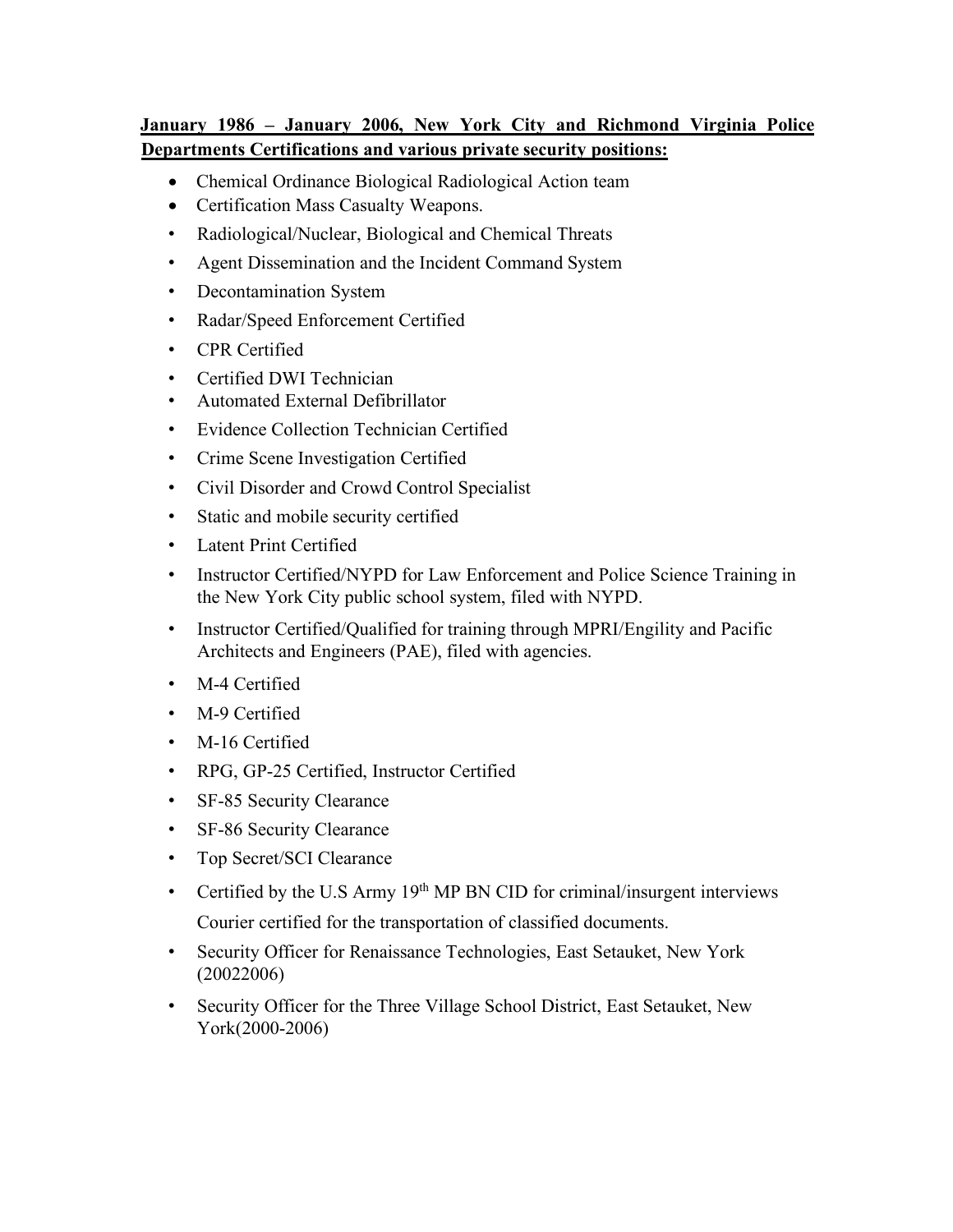**January 1986 – January 2006, New York City and Richmond Virginia Police Departments Certifications and various private security positions:**

- Chemical Ordinance Biological Radiological Action team
- Certification Mass Casualty Weapons.
- Radiological/Nuclear, Biological and Chemical Threats
- Agent Dissemination and the Incident Command System
- Decontamination System
- Radar/Speed Enforcement Certified
- CPR Certified
- Certified DWI Technician
- Automated External Defibrillator
- Evidence Collection Technician Certified
- Crime Scene Investigation Certified
- Civil Disorder and Crowd Control Specialist
- Static and mobile security certified
- Latent Print Certified
- Instructor Certified/NYPD for Law Enforcement and Police Science Training in the New York City public school system, filed with NYPD.
- Instructor Certified/Qualified for training through MPRI/Engility and Pacific Architects and Engineers (PAE), filed with agencies.
- M-4 Certified
- M-9 Certified
- M-16 Certified
- RPG, GP-25 Certified, Instructor Certified
- SF-85 Security Clearance
- SF-86 Security Clearance
- Top Secret/SCI Clearance
- Certified by the U.S Army 19th MP BN CID for criminal/insurgent interviews
  Courier certified for the transportation of classified documents.
- Security Officer for Renaissance Technologies, East Setauket, New York (20022006)
- Security Officer for the Three Village School District, East Setauket, New York(2000-2006)